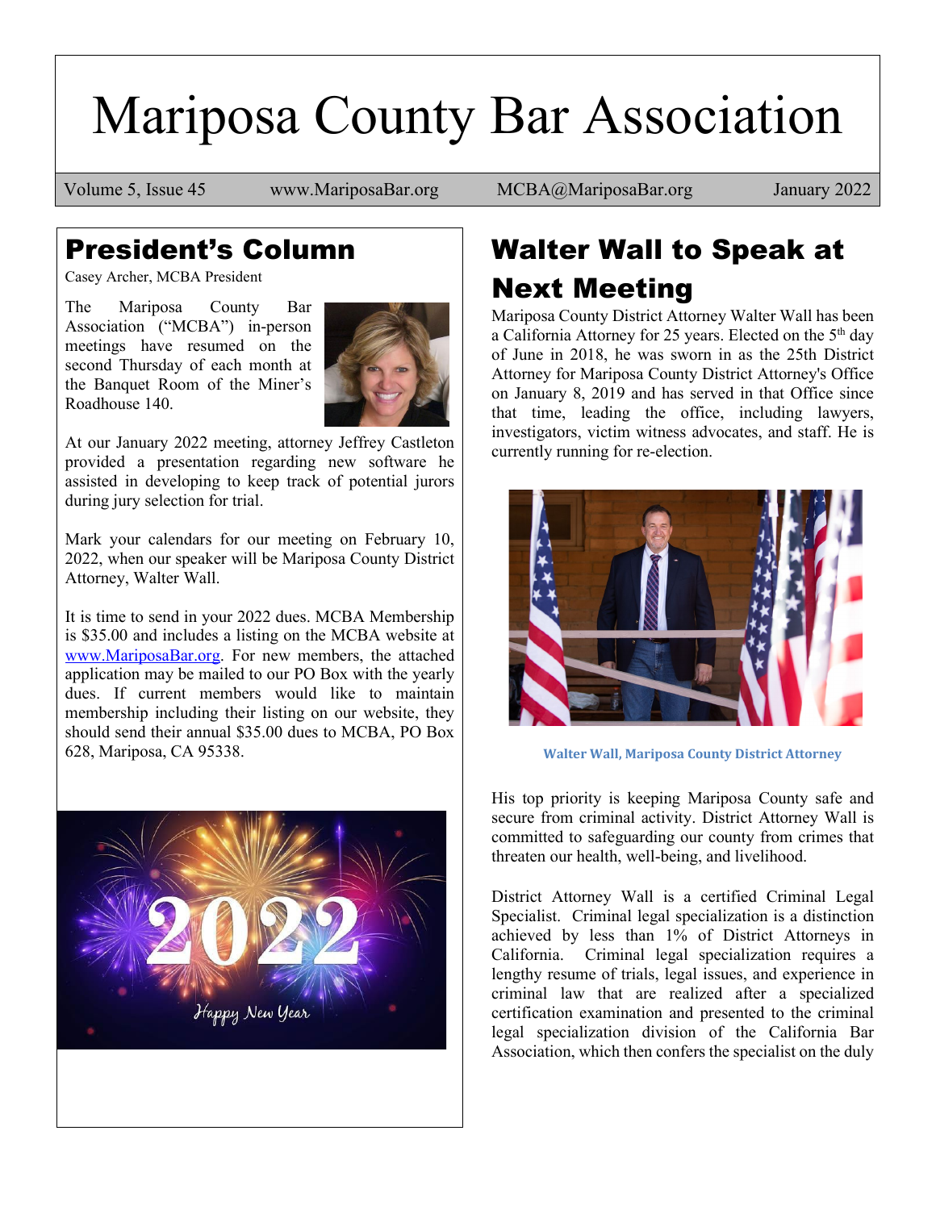# Mariposa County Bar Association

Volume 5, Issue 45 | www.MariposaBar.org | MCBA@MariposaBar.org | January 2022

## President's Column

Casey Archer, MCBA President

The Mariposa County Bar Association ("MCBA") in-person meetings have resumed on the second Thursday of each month at the Banquet Room of the Miner's Roadhouse 140.

At our January 2022 meeting, attorney Jeffrey Castleton provided a presentation regarding new software he assisted in developing to keep track of potential jurors during jury selection for trial.

Mark your calendars for our meeting on February 10, 2022, when our speaker will be Mariposa County District Attorney, Walter Wall.

It is time to send in your 2022 dues. MCBA Membership is $35.00 and includes a listing on the MCBA website at www.MariposaBar.org. For new members, the attached application may be mailed to our PO Box with the yearly dues. If current members would like to maintain membership including their listing on our website, they should send their annual $35.00 dues to MCBA, PO Box 628, Mariposa, CA 95338.

## Walter Wall to Speak at Next Meeting

Mariposa County District Attorney Walter Wall has been a California Attorney for 25 years. Elected on the 5th day of June in 2018, he was sworn in as the 25th District Attorney for Mariposa County District Attorney's Office on January 8, 2019 and has served in that Office since that time, leading the office, including lawyers, investigators, victim witness advocates, and staff. He is currently running for re-election.

Walter Wall, Mariposa County District Attorney

His top priority is keeping Mariposa County safe and secure from criminal activity. District Attorney Wall is committed to safeguarding our county from crimes that threaten our health, well-being, and livelihood.

District Attorney Wall is a certified Criminal Legal Specialist. Criminal legal specialization is a distinction achieved by less than 1% of District Attorneys in California. Criminal legal specialization requires a lengthy resume of trials, legal issues, and experience in criminal law that are realized after a specialized certification examination and presented to the criminal legal specialization division of the California Bar Association, which then confers the specialist on the duly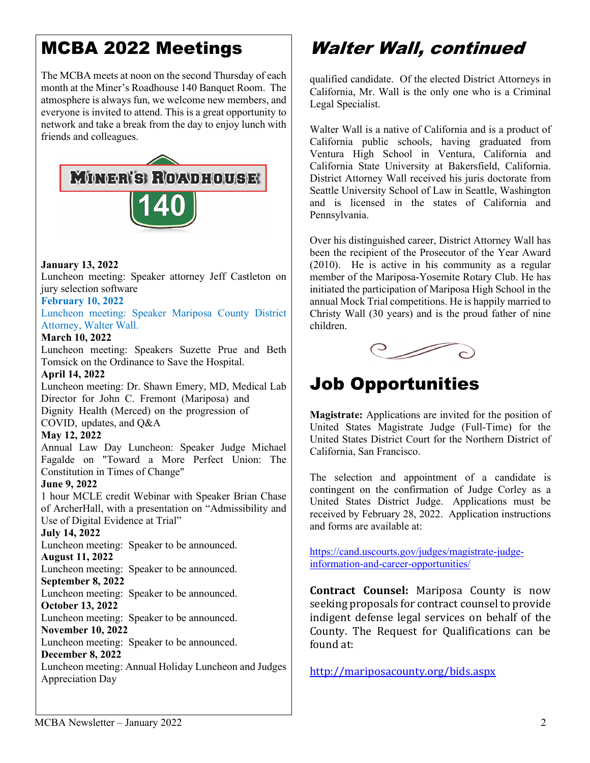## MCBA 2022 Meetings

The MCBA meets at noon on the second Thursday of each month at the Miner's Roadhouse 140 Banquet Room. The atmosphere is always fun, we welcome new members, and everyone is invited to attend. This is a great opportunity to network and take a break from the day to enjoy lunch with friends and colleagues.

**January 13, 2022**
Luncheon meeting: Speaker attorney Jeff Castleton on jury selection software

**February 10, 2022**
Luncheon meeting: Speaker Mariposa County District Attorney, Walter Wall.

**March 10, 2022**
Luncheon meeting: Speakers Suzette Prue and Beth Tomsick on the Ordinance to Save the Hospital.

**April 14, 2022**
Luncheon meeting: Dr. Shawn Emery, MD, Medical Lab Director for John C. Fremont (Mariposa) and Dignity Health (Merced) on the progression of COVID, updates, and Q&A

**May 12, 2022**
Annual Law Day Luncheon: Speaker Judge Michael Fagalde on "Toward a More Perfect Union: The Constitution in Times of Change"

**June 9, 2022**
1 hour MCLE credit Webinar with Speaker Brian Chase of ArcherHall, with a presentation on "Admissibility and Use of Digital Evidence at Trial"

**July 14, 2022**
Luncheon meeting: Speaker to be announced.

**August 11, 2022**
Luncheon meeting: Speaker to be announced.

**September 8, 2022**
Luncheon meeting: Speaker to be announced.

**October 13, 2022**
Luncheon meeting: Speaker to be announced.

**November 10, 2022**
Luncheon meeting: Speaker to be announced.

**December 8, 2022**
Luncheon meeting: Annual Holiday Luncheon and Judges Appreciation Day

## *Walter Wall, continued*

qualified candidate. Of the elected District Attorneys in California, Mr. Wall is the only one who is a Criminal Legal Specialist.

Walter Wall is a native of California and is a product of California public schools, having graduated from Ventura High School in Ventura, California and California State University at Bakersfield, California. District Attorney Wall received his juris doctorate from Seattle University School of Law in Seattle, Washington and is licensed in the states of California and Pennsylvania.

Over his distinguished career, District Attorney Wall has been the recipient of the Prosecutor of the Year Award (2010). He is active in his community as a regular member of the Mariposa-Yosemite Rotary Club. He has initiated the participation of Mariposa High School in the annual Mock Trial competitions. He is happily married to Christy Wall (30 years) and is the proud father of nine children.

## Job Opportunities

**Magistrate:** Applications are invited for the position of United States Magistrate Judge (Full-Time) for the United States District Court for the Northern District of California, San Francisco.

The selection and appointment of a candidate is contingent on the confirmation of Judge Corley as a United States District Judge. Applications must be received by February 28, 2022. Application instructions and forms are available at:

https://cand.uscourts.gov/judges/magistrate-judge-information-and-career-opportunities/

**Contract Counsel:** Mariposa County is now seeking proposals for contract counsel to provide indigent defense legal services on behalf of the County. The Request for Qualifications can be found at:

http://mariposacounty.org/bids.aspx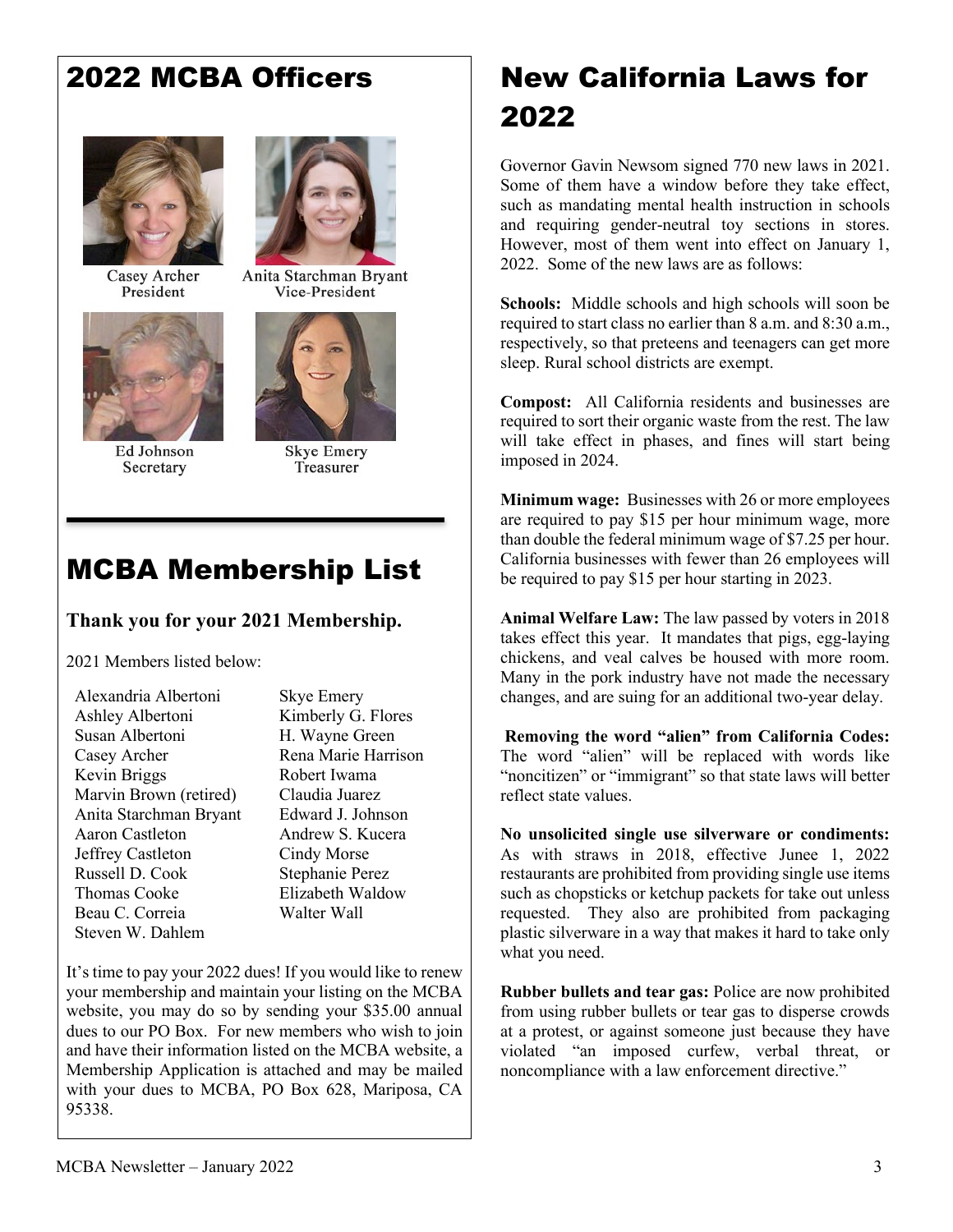## 2022 MCBA Officers

Casey Archer
President

Anita Starchman Bryant
Vice-President

Ed Johnson
Secretary

Skye Emery
Treasurer

## MCBA Membership List

**Thank you for your 2021 Membership.**

2021 Members listed below:

- Alexandria Albertoni
- Ashley Albertoni
- Susan Albertoni
- Casey Archer
- Kevin Briggs
- Marvin Brown (retired)
- Anita Starchman Bryant
- Aaron Castleton
- Jeffrey Castleton
- Russell D. Cook
- Thomas Cooke
- Beau C. Correia
- Steven W. Dahlem
- Skye Emery
- Kimberly G. Flores
- H. Wayne Green
- Rena Marie Harrison
- Robert Iwama
- Claudia Juarez
- Edward J. Johnson
- Andrew S. Kucera
- Cindy Morse
- Stephanie Perez
- Elizabeth Waldow
- Walter Wall

It's time to pay your 2022 dues! If you would like to renew your membership and maintain your listing on the MCBA website, you may do so by sending your $35.00 annual dues to our PO Box. For new members who wish to join and have their information listed on the MCBA website, a Membership Application is attached and may be mailed with your dues to MCBA, PO Box 628, Mariposa, CA 95338.

## New California Laws for 2022

Governor Gavin Newsom signed 770 new laws in 2021. Some of them have a window before they take effect, such as mandating mental health instruction in schools and requiring gender-neutral toy sections in stores. However, most of them went into effect on January 1, 2022. Some of the new laws are as follows:

**Schools:** Middle schools and high schools will soon be required to start class no earlier than 8 a.m. and 8:30 a.m., respectively, so that preteens and teenagers can get more sleep. Rural school districts are exempt.

**Compost:** All California residents and businesses are required to sort their organic waste from the rest. The law will take effect in phases, and fines will start being imposed in 2024.

**Minimum wage:** Businesses with 26 or more employees are required to pay $15 per hour minimum wage, more than double the federal minimum wage of $7.25 per hour. California businesses with fewer than 26 employees will be required to pay $15 per hour starting in 2023.

**Animal Welfare Law:** The law passed by voters in 2018 takes effect this year. It mandates that pigs, egg-laying chickens, and veal calves be housed with more room. Many in the pork industry have not made the necessary changes, and are suing for an additional two-year delay.

**Removing the word "alien" from California Codes:** The word "alien" will be replaced with words like "noncitizen" or "immigrant" so that state laws will better reflect state values.

**No unsolicited single use silverware or condiments:** As with straws in 2018, effective Junee 1, 2022 restaurants are prohibited from providing single use items such as chopsticks or ketchup packets for take out unless requested. They also are prohibited from packaging plastic silverware in a way that makes it hard to take only what you need.

**Rubber bullets and tear gas:** Police are now prohibited from using rubber bullets or tear gas to disperse crowds at a protest, or against someone just because they have violated "an imposed curfew, verbal threat, or noncompliance with a law enforcement directive."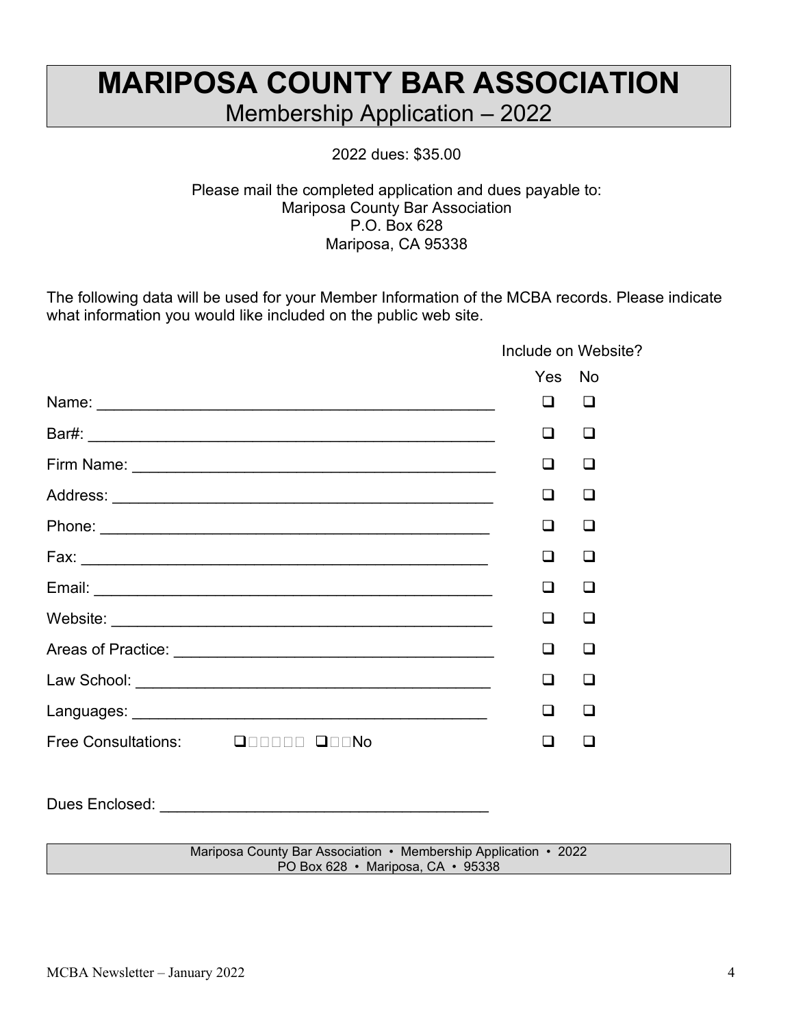# MARIPOSA COUNTY BAR ASSOCIATION

## Membership Application – 2022

2022 dues: $35.00

Please mail the completed application and dues payable to:
Mariposa County Bar Association
P.O. Box 628
Mariposa, CA 95338

The following data will be used for your Member Information of the MCBA records. Please indicate what information you would like included on the public web site.

| | Include on Website? | |
|---|---|---|
| | Yes | No |
| Name: ______________________________________________ | ❑ | ❑ |
| Bar#: ______________________________________________ | ❑ | ❑ |
| Firm Name: __________________________________________ | ❑ | ❑ |
| Address: ____________________________________________ | ❑ | ❑ |
| Phone: _____________________________________________ | ❑ | ❑ |
| Fax: _______________________________________________ | ❑ | ❑ |
| Email: _____________________________________________ | ❑ | ❑ |
| Website: ____________________________________________ | ❑ | ❑ |
| Areas of Practice: _____________________________________ | ❑ | ❑ |
| Law School: _________________________________________ | ❑ | ❑ |
| Languages: __________________________________________ | ❑ | ❑ |
| Free Consultations: ❑ ❑ No | ❑ | ❑ |

Dues Enclosed: _____________________________________

Mariposa County Bar Association • Membership Application • 2022
PO Box 628 • Mariposa, CA • 95338